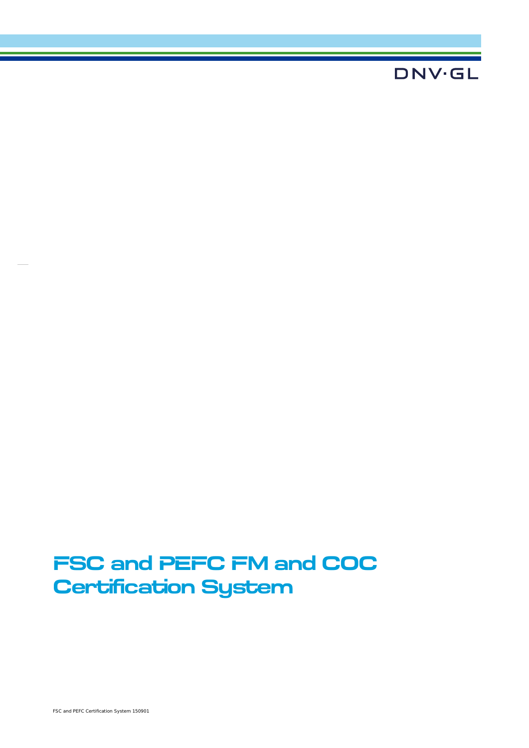DNV·GL

# FSC and PEFC FM and COC Certification System

FSC and PEFC Certification System 150901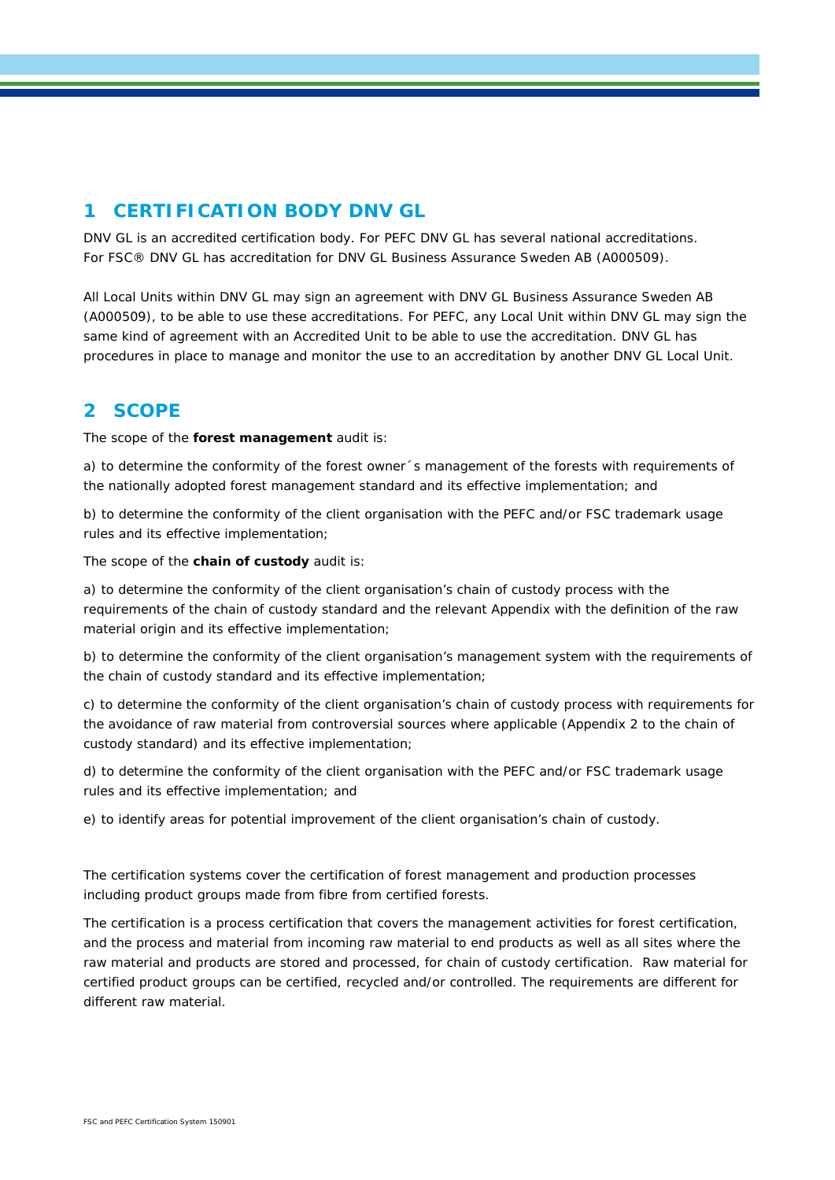## 1 CERTIFICATION BODY DNV GL

DNV GL is an accredited certification body. For PEFC DNV GL has several national accreditations. For FSC® DNV GL has accreditation for DNV GL Business Assurance Sweden AB (A000509).

All Local Units within DNV GL may sign an agreement with DNV GL Business Assurance Sweden AB (A000509), to be able to use these accreditations. For PEFC, any Local Unit within DNV GL may sign the same kind of agreement with an Accredited Unit to be able to use the accreditation. DNV GL has procedures in place to manage and monitor the use to an accreditation by another DNV GL Local Unit.

## 2 SCOPE

The scope of the **forest management** audit is:

a) to determine the conformity of the forest owner´s management of the forests with requirements of the nationally adopted forest management standard and its effective implementation; and

b) to determine the conformity of the client organisation with the PEFC and/or FSC trademark usage rules and its effective implementation;

The scope of the **chain of custody** audit is:

a) to determine the conformity of the client organisation's chain of custody process with the requirements of the chain of custody standard and the relevant Appendix with the definition of the raw material origin and its effective implementation;

b) to determine the conformity of the client organisation's management system with the requirements of the chain of custody standard and its effective implementation;

c) to determine the conformity of the client organisation's chain of custody process with requirements for the avoidance of raw material from controversial sources where applicable (Appendix 2 to the chain of custody standard) and its effective implementation;

d) to determine the conformity of the client organisation with the PEFC and/or FSC trademark usage rules and its effective implementation; and

e) to identify areas for potential improvement of the client organisation's chain of custody.

The certification systems cover the certification of forest management and production processes including product groups made from fibre from certified forests.

The certification is a process certification that covers the management activities for forest certification, and the process and material from incoming raw material to end products as well as all sites where the raw material and products are stored and processed, for chain of custody certification. Raw material for certified product groups can be certified, recycled and/or controlled. The requirements are different for different raw material.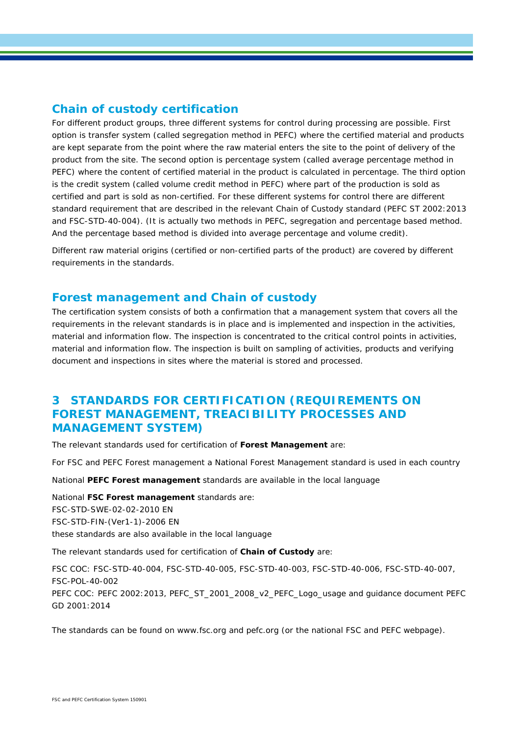## Chain of custody certification

For different product groups, three different systems for control during processing are possible. First option is transfer system (called segregation method in PEFC) where the certified material and products are kept separate from the point where the raw material enters the site to the point of delivery of the product from the site. The second option is percentage system (called average percentage method in PEFC) where the content of certified material in the product is calculated in percentage. The third option is the credit system (called volume credit method in PEFC) where part of the production is sold as certified and part is sold as non-certified. For these different systems for control there are different standard requirement that are described in the relevant Chain of Custody standard (PEFC ST 2002:2013 and FSC-STD-40-004). (It is actually two methods in PEFC, segregation and percentage based method. And the percentage based method is divided into average percentage and volume credit).

Different raw material origins (certified or non-certified parts of the product) are covered by different requirements in the standards.

## Forest management and Chain of custody

The certification system consists of both a confirmation that a management system that covers all the requirements in the relevant standards is in place and is implemented and inspection in the activities, material and information flow. The inspection is concentrated to the critical control points in activities, material and information flow. The inspection is built on sampling of activities, products and verifying document and inspections in sites where the material is stored and processed.

# 3 STANDARDS FOR CERTIFICATION (REQUIREMENTS ON FOREST MANAGEMENT, TREACIBILITY PROCESSES AND MANAGEMENT SYSTEM)

The relevant standards used for certification of **Forest Management** are:

For FSC and PEFC Forest management a National Forest Management standard is used in each country

National **PEFC Forest management** standards are available in the local language

National **FSC Forest management** standards are:
FSC-STD-SWE-02-02-2010 EN
FSC-STD-FIN-(Ver1-1)-2006 EN
these standards are also available in the local language

The relevant standards used for certification of **Chain of Custody** are:

FSC COC: FSC-STD-40-004, FSC-STD-40-005, FSC-STD-40-003, FSC-STD-40-006, FSC-STD-40-007, FSC-POL-40-002
PEFC COC: PEFC 2002:2013, PEFC_ST_2001_2008_v2_PEFC_Logo_usage and guidance document PEFC GD 2001:2014

The standards can be found on www.fsc.org and pefc.org (or the national FSC and PEFC webpage).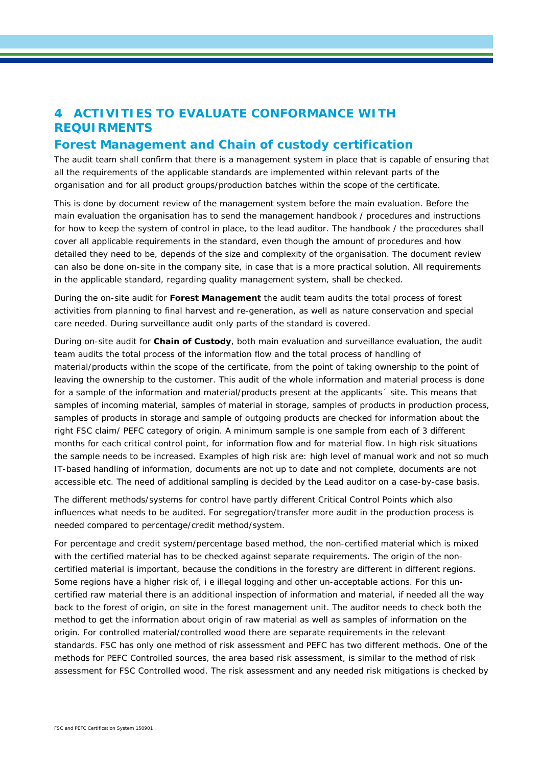# 4 ACTIVITIES TO EVALUATE CONFORMANCE WITH REQUIRMENTS

## Forest Management and Chain of custody certification

The audit team shall confirm that there is a management system in place that is capable of ensuring that all the requirements of the applicable standards are implemented within relevant parts of the organisation and for all product groups/production batches within the scope of the certificate.

This is done by document review of the management system before the main evaluation. Before the main evaluation the organisation has to send the management handbook / procedures and instructions for how to keep the system of control in place, to the lead auditor. The handbook / the procedures shall cover all applicable requirements in the standard, even though the amount of procedures and how detailed they need to be, depends of the size and complexity of the organisation. The document review can also be done on-site in the company site, in case that is a more practical solution. All requirements in the applicable standard, regarding quality management system, shall be checked.

During the on-site audit for **Forest Management** the audit team audits the total process of forest activities from planning to final harvest and re-generation, as well as nature conservation and special care needed. During surveillance audit only parts of the standard is covered.

During on-site audit for **Chain of Custody**, both main evaluation and surveillance evaluation, the audit team audits the total process of the information flow and the total process of handling of material/products within the scope of the certificate, from the point of taking ownership to the point of leaving the ownership to the customer. This audit of the whole information and material process is done for a sample of the information and material/products present at the applicants´ site. This means that samples of incoming material, samples of material in storage, samples of products in production process, samples of products in storage and sample of outgoing products are checked for information about the right FSC claim/ PEFC category of origin. A minimum sample is one sample from each of 3 different months for each critical control point, for information flow and for material flow. In high risk situations the sample needs to be increased. Examples of high risk are: high level of manual work and not so much IT-based handling of information, documents are not up to date and not complete, documents are not accessible etc. The need of additional sampling is decided by the Lead auditor on a case-by-case basis.

The different methods/systems for control have partly different Critical Control Points which also influences what needs to be audited. For segregation/transfer more audit in the production process is needed compared to percentage/credit method/system.

For percentage and credit system/percentage based method, the non-certified material which is mixed with the certified material has to be checked against separate requirements. The origin of the non-certified material is important, because the conditions in the forestry are different in different regions. Some regions have a higher risk of, i e illegal logging and other un-acceptable actions. For this un-certified raw material there is an additional inspection of information and material, if needed all the way back to the forest of origin, on site in the forest management unit. The auditor needs to check both the method to get the information about origin of raw material as well as samples of information on the origin. For controlled material/controlled wood there are separate requirements in the relevant standards. FSC has only one method of risk assessment and PEFC has two different methods. One of the methods for PEFC Controlled sources, the area based risk assessment, is similar to the method of risk assessment for FSC Controlled wood. The risk assessment and any needed risk mitigations is checked by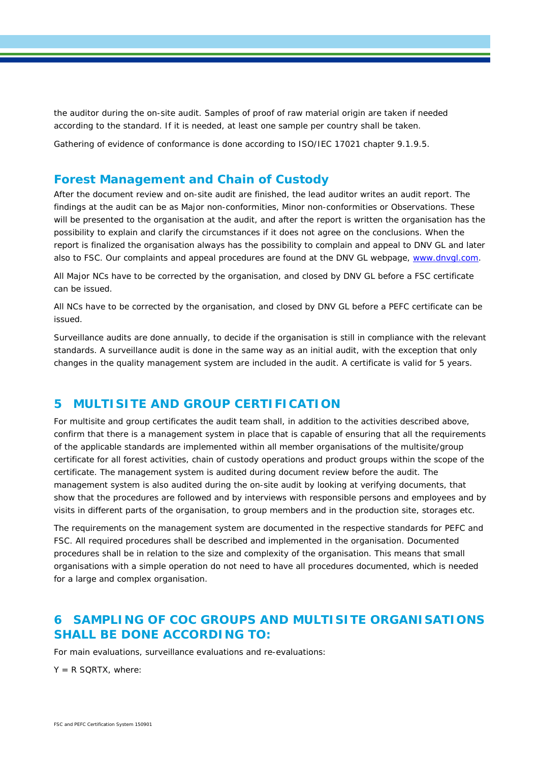the auditor during the on-site audit. Samples of proof of raw material origin are taken if needed according to the standard. If it is needed, at least one sample per country shall be taken.

Gathering of evidence of conformance is done according to ISO/IEC 17021 chapter 9.1.9.5.

## Forest Management and Chain of Custody

After the document review and on-site audit are finished, the lead auditor writes an audit report. The findings at the audit can be as Major non-conformities, Minor non-conformities or Observations. These will be presented to the organisation at the audit, and after the report is written the organisation has the possibility to explain and clarify the circumstances if it does not agree on the conclusions. When the report is finalized the organisation always has the possibility to complain and appeal to DNV GL and later also to FSC. Our complaints and appeal procedures are found at the DNV GL webpage, [www.dnvgl.com](www.dnvgl.com).

All Major NCs have to be corrected by the organisation, and closed by DNV GL before a FSC certificate can be issued.

All NCs have to be corrected by the organisation, and closed by DNV GL before a PEFC certificate can be issued.

Surveillance audits are done annually, to decide if the organisation is still in compliance with the relevant standards. A surveillance audit is done in the same way as an initial audit, with the exception that only changes in the quality management system are included in the audit. A certificate is valid for 5 years.

# 5 MULTISITE AND GROUP CERTIFICATION

For multisite and group certificates the audit team shall, in addition to the activities described above, confirm that there is a management system in place that is capable of ensuring that all the requirements of the applicable standards are implemented within all member organisations of the multisite/group certificate for all forest activities, chain of custody operations and product groups within the scope of the certificate. The management system is audited during document review before the audit. The management system is also audited during the on-site audit by looking at verifying documents, that show that the procedures are followed and by interviews with responsible persons and employees and by visits in different parts of the organisation, to group members and in the production site, storages etc.

The requirements on the management system are documented in the respective standards for PEFC and FSC. All required procedures shall be described and implemented in the organisation. Documented procedures shall be in relation to the size and complexity of the organisation. This means that small organisations with a simple operation do not need to have all procedures documented, which is needed for a large and complex organisation.

# 6 SAMPLING OF COC GROUPS AND MULTISITE ORGANISATIONS SHALL BE DONE ACCORDING TO:

For main evaluations, surveillance evaluations and re-evaluations:

Y = R SQRTX, where: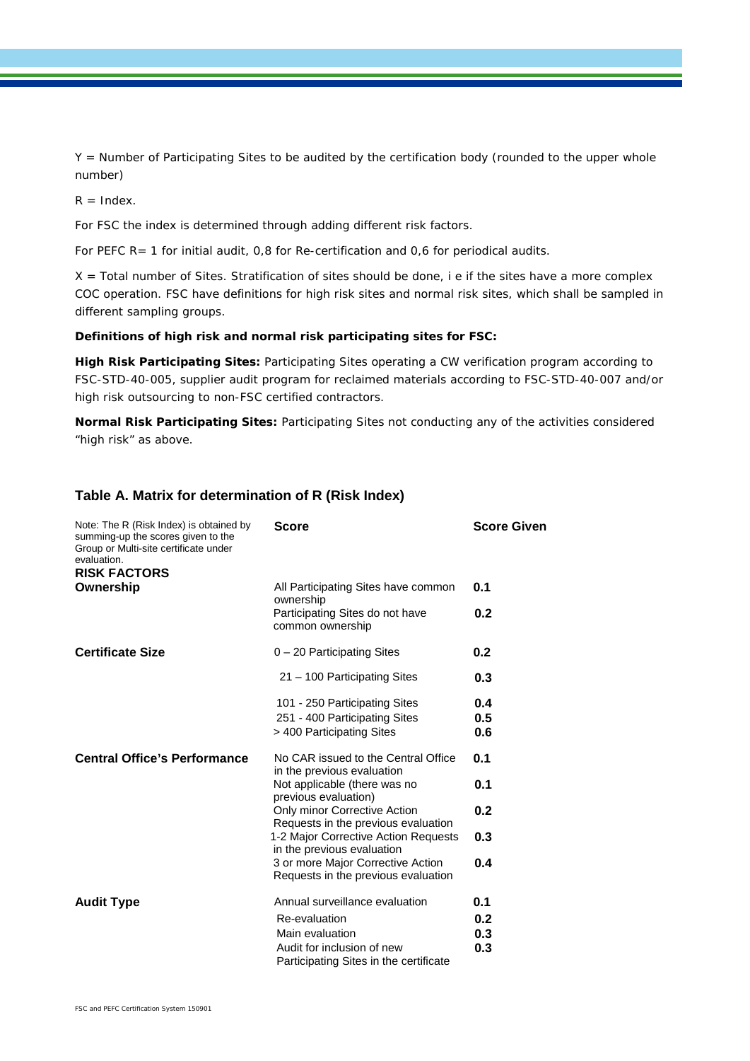Y = Number of Participating Sites to be audited by the certification body (rounded to the upper whole number)

R = Index.

For FSC the index is determined through adding different risk factors.

For PEFC R= 1 for initial audit, 0,8 for Re-certification and 0,6 for periodical audits.

X = Total number of Sites. Stratification of sites should be done, i e if the sites have a more complex COC operation. FSC have definitions for high risk sites and normal risk sites, which shall be sampled in different sampling groups.

**Definitions of high risk and normal risk participating sites for FSC:**

**High Risk Participating Sites:** Participating Sites operating a CW verification program according to FSC-STD-40-005, supplier audit program for reclaimed materials according to FSC-STD-40-007 and/or high risk outsourcing to non-FSC certified contractors.

**Normal Risk Participating Sites:** Participating Sites not conducting any of the activities considered "high risk" as above.

## Table A. Matrix for determination of R (Risk Index)

| Note: The R (Risk Index) is obtained by summing-up the scores given to the Group or Multi-site certificate under evaluation. **RISK FACTORS** | **Score** | **Score Given** |
|---|---|---|
| **Ownership** | All Participating Sites have common ownership | **0.1** |
| | Participating Sites do not have common ownership | **0.2** |
| **Certificate Size** | 0 – 20 Participating Sites | **0.2** |
| | 21 – 100 Participating Sites | **0.3** |
| | 101 - 250 Participating Sites | **0.4** |
| | 251 - 400 Participating Sites | **0.5** |
| | > 400 Participating Sites | **0.6** |
| **Central Office's Performance** | No CAR issued to the Central Office in the previous evaluation | **0.1** |
| | Not applicable (there was no previous evaluation) | **0.1** |
| | Only minor Corrective Action Requests in the previous evaluation | **0.2** |
| | 1-2 Major Corrective Action Requests in the previous evaluation | **0.3** |
| | 3 or more Major Corrective Action Requests in the previous evaluation | **0.4** |
| **Audit Type** | Annual surveillance evaluation | **0.1** |
| | Re-evaluation | **0.2** |
| | Main evaluation | **0.3** |
| | Audit for inclusion of new Participating Sites in the certificate | **0.3** |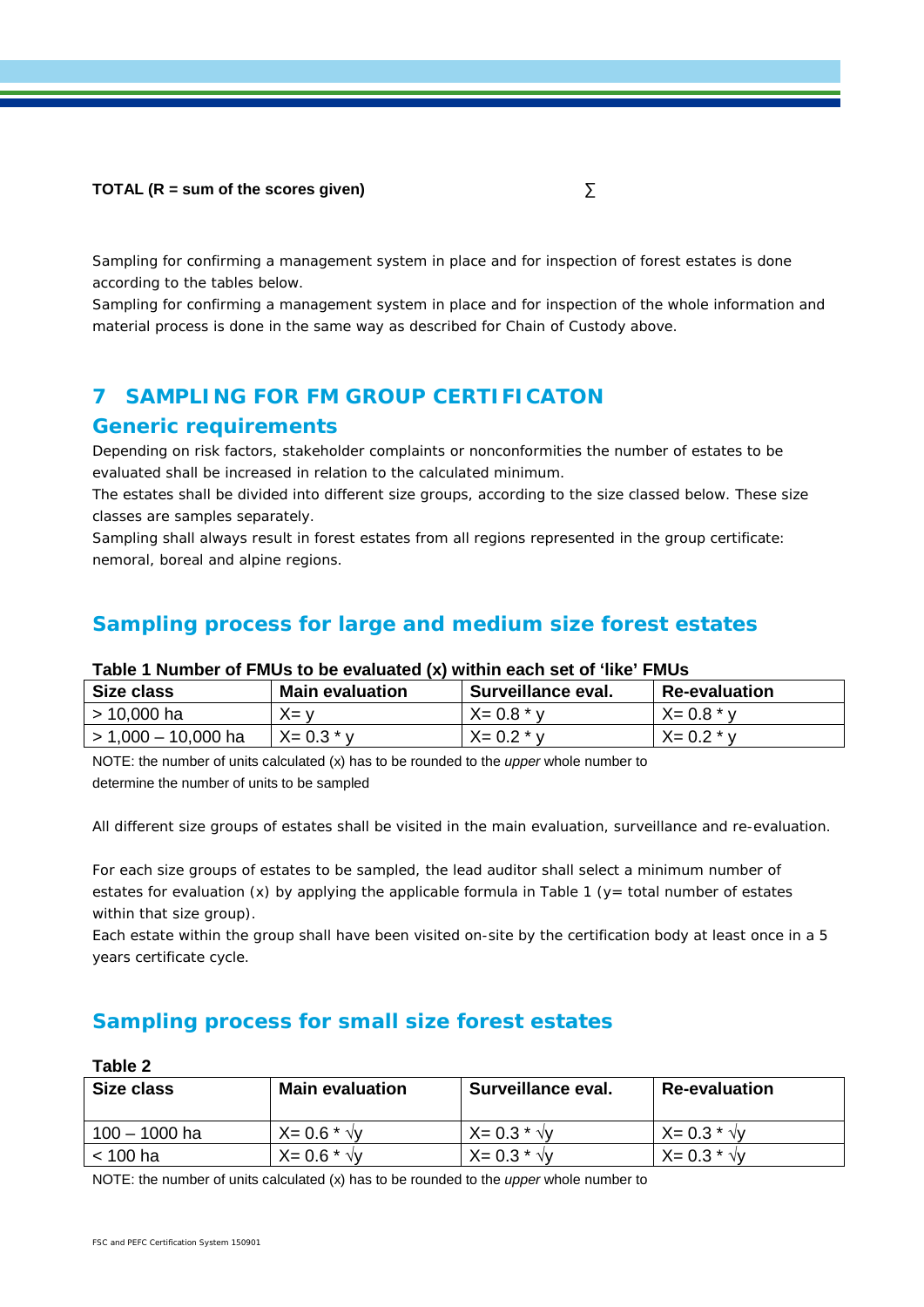**TOTAL (R = sum of the scores given)** ∑

Sampling for confirming a management system in place and for inspection of forest estates is done according to the tables below.

Sampling for confirming a management system in place and for inspection of the whole information and material process is done in the same way as described for Chain of Custody above.

# 7 SAMPLING FOR FM GROUP CERTIFICATON

## Generic requirements

Depending on risk factors, stakeholder complaints or nonconformities the number of estates to be evaluated shall be increased in relation to the calculated minimum.

The estates shall be divided into different size groups, according to the size classed below. These size classes are samples separately.

Sampling shall always result in forest estates from all regions represented in the group certificate: nemoral, boreal and alpine regions.

## Sampling process for large and medium size forest estates

**Table 1 Number of FMUs to be evaluated (x) within each set of 'like' FMUs**

| Size class | Main evaluation | Surveillance eval. | Re-evaluation |
|---|---|---|---|
| > 10,000 ha | $X = y$ | $X = 0.8 * y$ | $X = 0.8 * y$ |
| > 1,000 – 10,000 ha | $X = 0.3 * y$ | $X = 0.2 * y$ | $X = 0.2 * y$ |

NOTE: the number of units calculated (x) has to be rounded to the *upper* whole number to determine the number of units to be sampled

All different size groups of estates shall be visited in the main evaluation, surveillance and re-evaluation.

For each size groups of estates to be sampled, the lead auditor shall select a minimum number of estates for evaluation (x) by applying the applicable formula in Table 1 (y= total number of estates within that size group).

Each estate within the group shall have been visited on-site by the certification body at least once in a 5 years certificate cycle.

## Sampling process for small size forest estates

**Table 2**

| Size class | Main evaluation | Surveillance eval. | Re-evaluation |
|---|---|---|---|
| 100 – 1000 ha | $X = 0.6 * \sqrt{y}$ | $X = 0.3 * \sqrt{y}$ | $X = 0.3 * \sqrt{y}$ |
| < 100 ha | $X = 0.6 * \sqrt{y}$ | $X = 0.3 * \sqrt{y}$ | $X = 0.3 * \sqrt{y}$ |

NOTE: the number of units calculated (x) has to be rounded to the *upper* whole number to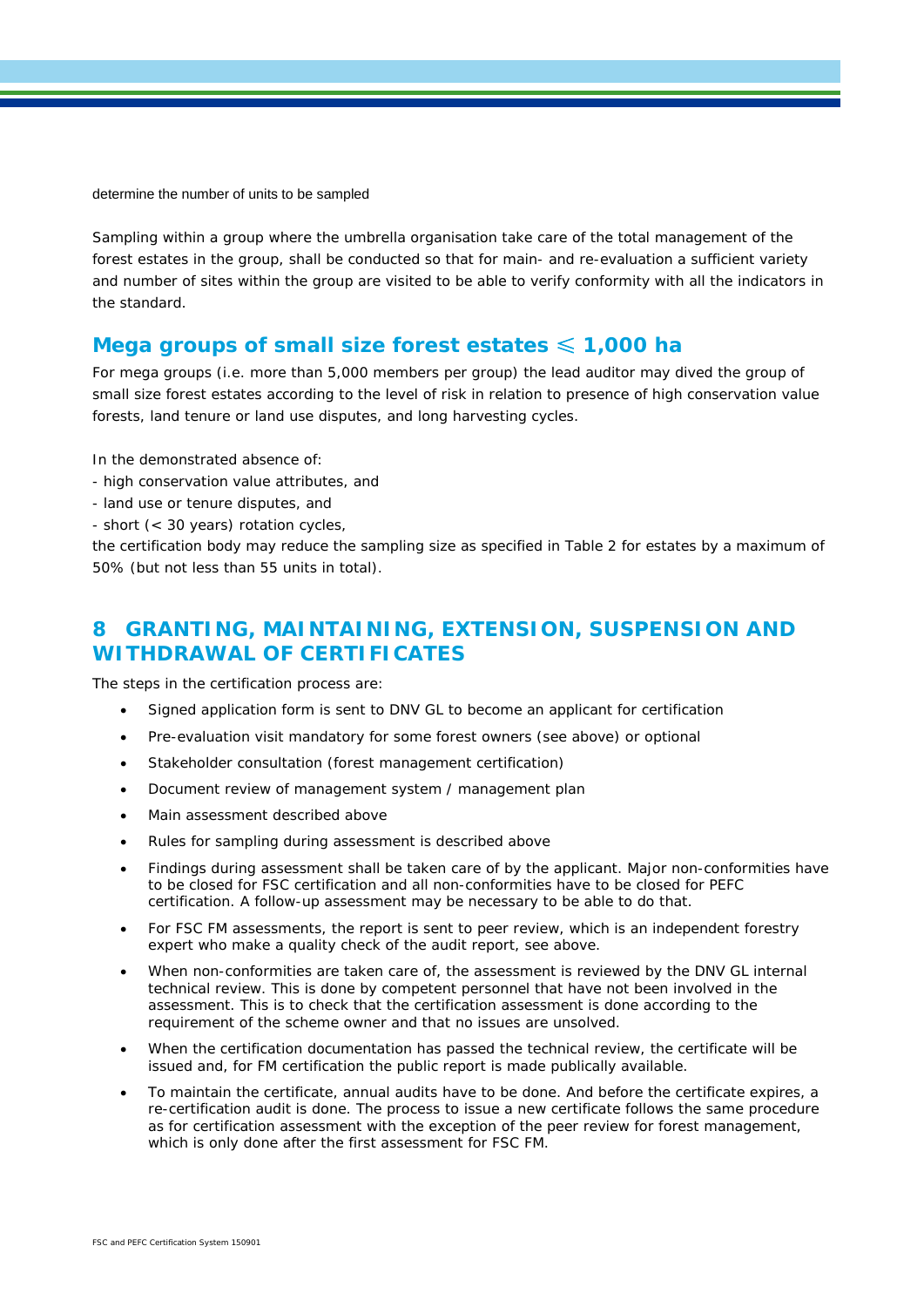determine the number of units to be sampled

Sampling within a group where the umbrella organisation take care of the total management of the forest estates in the group, shall be conducted so that for main- and re-evaluation a sufficient variety and number of sites within the group are visited to be able to verify conformity with all the indicators in the standard.

## Mega groups of small size forest estates ⩽ 1,000 ha

For mega groups (i.e. more than 5,000 members per group) the lead auditor may dived the group of small size forest estates according to the level of risk in relation to presence of high conservation value forests, land tenure or land use disputes, and long harvesting cycles.

In the demonstrated absence of:
- high conservation value attributes, and
- land use or tenure disputes, and
- short (< 30 years) rotation cycles,

the certification body may reduce the sampling size as specified in Table 2 for estates by a maximum of 50% (but not less than 55 units in total).

# 8 GRANTING, MAINTAINING, EXTENSION, SUSPENSION AND WITHDRAWAL OF CERTIFICATES

The steps in the certification process are:

- Signed application form is sent to DNV GL to become an applicant for certification
- Pre-evaluation visit mandatory for some forest owners (see above) or optional
- Stakeholder consultation (forest management certification)
- Document review of management system / management plan
- Main assessment described above
- Rules for sampling during assessment is described above
- Findings during assessment shall be taken care of by the applicant. Major non-conformities have to be closed for FSC certification and all non-conformities have to be closed for PEFC certification. A follow-up assessment may be necessary to be able to do that.
- For FSC FM assessments, the report is sent to peer review, which is an independent forestry expert who make a quality check of the audit report, see above.
- When non-conformities are taken care of, the assessment is reviewed by the DNV GL internal technical review. This is done by competent personnel that have not been involved in the assessment. This is to check that the certification assessment is done according to the requirement of the scheme owner and that no issues are unsolved.
- When the certification documentation has passed the technical review, the certificate will be issued and, for FM certification the public report is made publically available.
- To maintain the certificate, annual audits have to be done. And before the certificate expires, a re-certification audit is done. The process to issue a new certificate follows the same procedure as for certification assessment with the exception of the peer review for forest management, which is only done after the first assessment for FSC FM.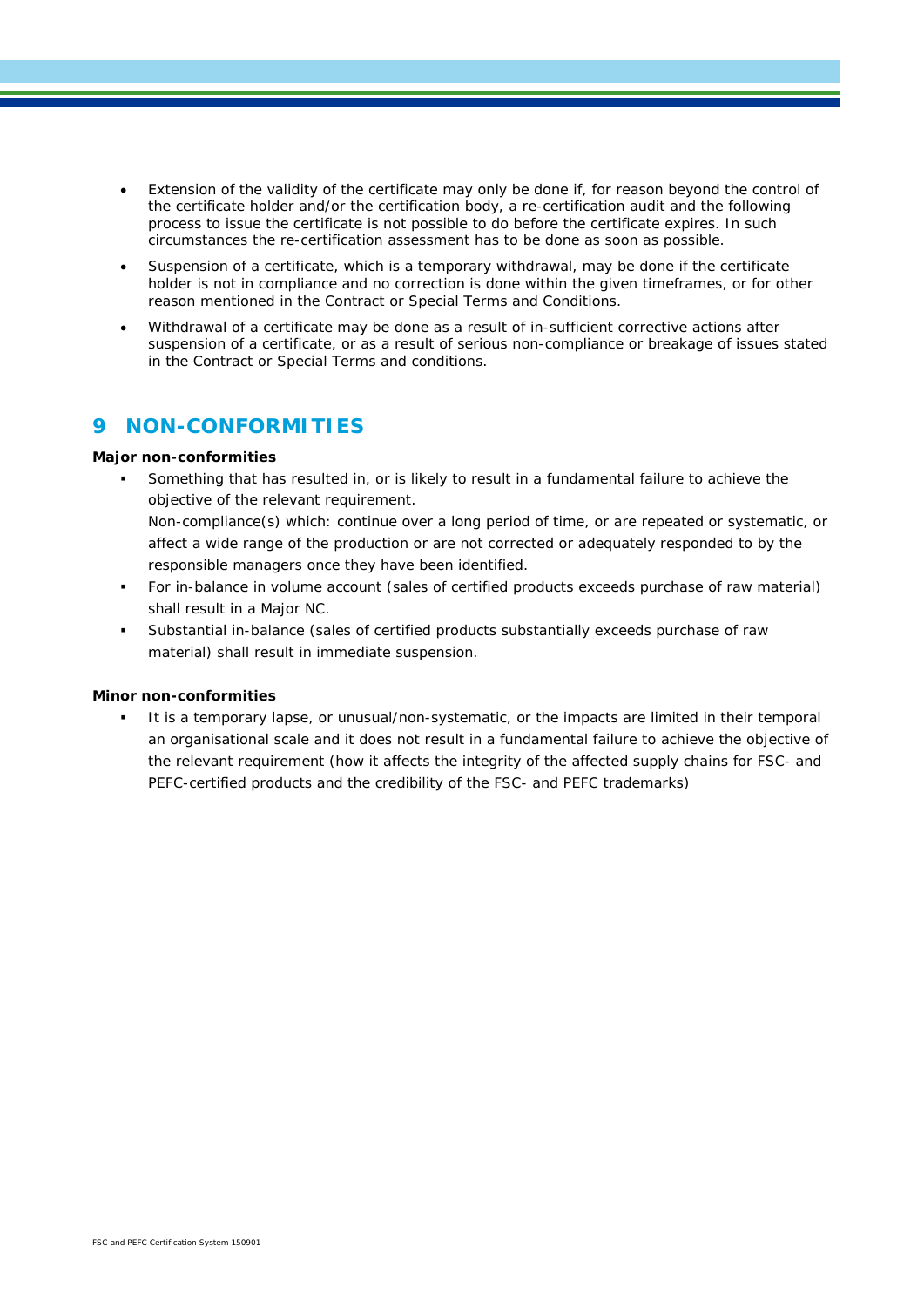- Extension of the validity of the certificate may only be done if, for reason beyond the control of the certificate holder and/or the certification body, a re-certification audit and the following process to issue the certificate is not possible to do before the certificate expires. In such circumstances the re-certification assessment has to be done as soon as possible.
- Suspension of a certificate, which is a temporary withdrawal, may be done if the certificate holder is not in compliance and no correction is done within the given timeframes, or for other reason mentioned in the Contract or Special Terms and Conditions.
- Withdrawal of a certificate may be done as a result of in-sufficient corrective actions after suspension of a certificate, or as a result of serious non-compliance or breakage of issues stated in the Contract or Special Terms and conditions.

# 9 NON-CONFORMITIES

**Major non-conformities**

- Something that has resulted in, or is likely to result in a fundamental failure to achieve the objective of the relevant requirement.
  Non-compliance(s) which: continue over a long period of time, or are repeated or systematic, or affect a wide range of the production or are not corrected or adequately responded to by the responsible managers once they have been identified.
- For in-balance in volume account (sales of certified products exceeds purchase of raw material) shall result in a Major NC.
- Substantial in-balance (sales of certified products substantially exceeds purchase of raw material) shall result in immediate suspension.

**Minor non-conformities**

- It is a temporary lapse, or unusual/non-systematic, or the impacts are limited in their temporal an organisational scale and it does not result in a fundamental failure to achieve the objective of the relevant requirement (how it affects the integrity of the affected supply chains for FSC- and PEFC-certified products and the credibility of the FSC- and PEFC trademarks)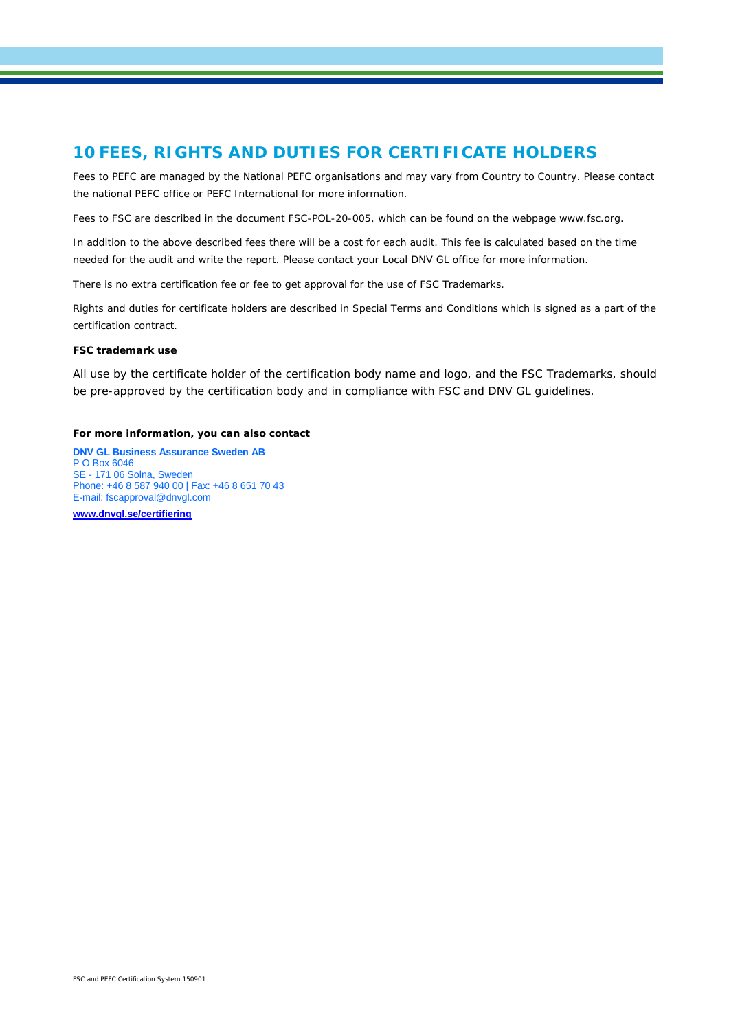# 10 FEES, RIGHTS AND DUTIES FOR CERTIFICATE HOLDERS

Fees to PEFC are managed by the National PEFC organisations and may vary from Country to Country. Please contact the national PEFC office or PEFC International for more information.

Fees to FSC are described in the document FSC-POL-20-005, which can be found on the webpage www.fsc.org.

In addition to the above described fees there will be a cost for each audit. This fee is calculated based on the time needed for the audit and write the report. Please contact your Local DNV GL office for more information.

There is no extra certification fee or fee to get approval for the use of FSC Trademarks.

Rights and duties for certificate holders are described in Special Terms and Conditions which is signed as a part of the certification contract.

**FSC trademark use**

All use by the certificate holder of the certification body name and logo, and the FSC Trademarks, should be pre-approved by the certification body and in compliance with FSC and DNV GL guidelines.

**For more information, you can also contact**

**DNV GL Business Assurance Sweden AB**
P O Box 6046
SE - 171 06 Solna, Sweden
Phone: +46 8 587 940 00 | Fax: +46 8 651 70 43
E-mail: fscapproval@dnvgl.com

**www.dnvgl.se/certifiering**

FSC and PEFC Certification System 150901